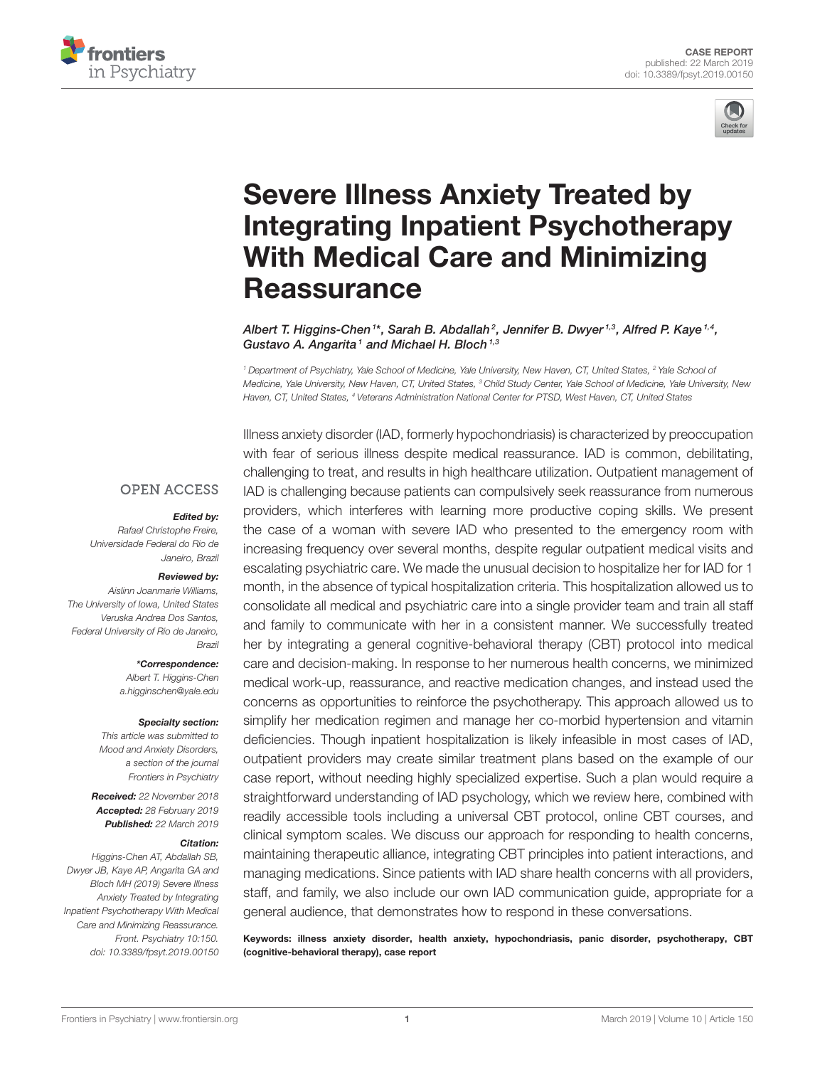CASE REPORT
published: 22 March 2019
doi: 10.3389/fpsyt.2019.00150

# Severe Illness Anxiety Treated by Integrating Inpatient Psychotherapy With Medical Care and Minimizing Reassurance

*Albert T. Higgins-Chen[1]\*, Sarah B. Abdallah[2], Jennifer B. Dwyer[1,3], Alfred P. Kaye[1,4], Gustavo A. Angarita[1] and Michael H. Bloch[1,3]*

[1] Department of Psychiatry, Yale School of Medicine, Yale University, New Haven, CT, United States, [2] Yale School of Medicine, Yale University, New Haven, CT, United States, [3] Child Study Center, Yale School of Medicine, Yale University, New Haven, CT, United States, [4] Veterans Administration National Center for PTSD, West Haven, CT, United States

OPEN ACCESS

***Edited by:***
Rafael Christophe Freire, Universidade Federal do Rio de Janeiro, Brazil

***Reviewed by:***
Aislinn Joanmarie Williams, The University of Iowa, United States
Veruska Andrea Dos Santos, Federal University of Rio de Janeiro, Brazil

***\*Correspondence:***
Albert T. Higgins-Chen
a.higginschen@yale.edu

***Specialty section:***
This article was submitted to Mood and Anxiety Disorders, a section of the journal Frontiers in Psychiatry

***Received:*** 22 November 2018
***Accepted:*** 28 February 2019
***Published:*** 22 March 2019

***Citation:***
Higgins-Chen AT, Abdallah SB, Dwyer JB, Kaye AP, Angarita GA and Bloch MH (2019) Severe Illness Anxiety Treated by Integrating Inpatient Psychotherapy With Medical Care and Minimizing Reassurance. Front. Psychiatry 10:150. doi: 10.3389/fpsyt.2019.00150

Illness anxiety disorder (IAD, formerly hypochondriasis) is characterized by preoccupation with fear of serious illness despite medical reassurance. IAD is common, debilitating, challenging to treat, and results in high healthcare utilization. Outpatient management of IAD is challenging because patients can compulsively seek reassurance from numerous providers, which interferes with learning more productive coping skills. We present the case of a woman with severe IAD who presented to the emergency room with increasing frequency over several months, despite regular outpatient medical visits and escalating psychiatric care. We made the unusual decision to hospitalize her for IAD for 1 month, in the absence of typical hospitalization criteria. This hospitalization allowed us to consolidate all medical and psychiatric care into a single provider team and train all staff and family to communicate with her in a consistent manner. We successfully treated her by integrating a general cognitive-behavioral therapy (CBT) protocol into medical care and decision-making. In response to her numerous health concerns, we minimized medical work-up, reassurance, and reactive medication changes, and instead used the concerns as opportunities to reinforce the psychotherapy. This approach allowed us to simplify her medication regimen and manage her co-morbid hypertension and vitamin deficiencies. Though inpatient hospitalization is likely infeasible in most cases of IAD, outpatient providers may create similar treatment plans based on the example of our case report, without needing highly specialized expertise. Such a plan would require a straightforward understanding of IAD psychology, which we review here, combined with readily accessible tools including a universal CBT protocol, online CBT courses, and clinical symptom scales. We discuss our approach for responding to health concerns, maintaining therapeutic alliance, integrating CBT principles into patient interactions, and managing medications. Since patients with IAD share health concerns with all providers, staff, and family, we also include our own IAD communication guide, appropriate for a general audience, that demonstrates how to respond in these conversations.

**Keywords: illness anxiety disorder, health anxiety, hypochondriasis, panic disorder, psychotherapy, CBT (cognitive-behavioral therapy), case report**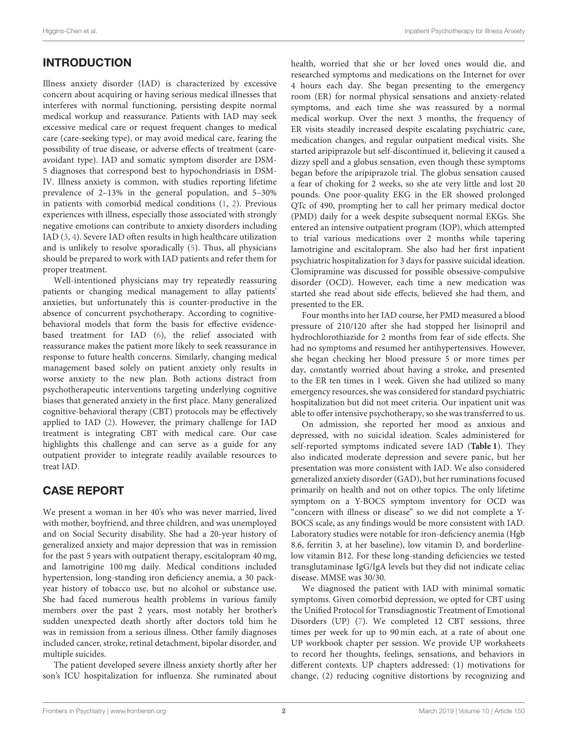## INTRODUCTION

Illness anxiety disorder (IAD) is characterized by excessive concern about acquiring or having serious medical illnesses that interferes with normal functioning, persisting despite normal medical workup and reassurance. Patients with IAD may seek excessive medical care or request frequent changes to medical care (care-seeking type), or may avoid medical care, fearing the possibility of true disease, or adverse effects of treatment (care-avoidant type). IAD and somatic symptom disorder are DSM-5 diagnoses that correspond best to hypochondriasis in DSM-IV. Illness anxiety is common, with studies reporting lifetime prevalence of 2–13% in the general population, and 5–30% in patients with comorbid medical conditions (1, 2). Previous experiences with illness, especially those associated with strongly negative emotions can contribute to anxiety disorders including IAD (3, 4). Severe IAD often results in high healthcare utilization and is unlikely to resolve sporadically (5). Thus, all physicians should be prepared to work with IAD patients and refer them for proper treatment.

Well-intentioned physicians may try repeatedly reassuring patients or changing medical management to allay patients' anxieties, but unfortunately this is counter-productive in the absence of concurrent psychotherapy. According to cognitive-behavioral models that form the basis for effective evidence-based treatment for IAD (6), the relief associated with reassurance makes the patient more likely to seek reassurance in response to future health concerns. Similarly, changing medical management based solely on patient anxiety only results in worse anxiety to the new plan. Both actions distract from psychotherapeutic interventions targeting underlying cognitive biases that generated anxiety in the first place. Many generalized cognitive-behavioral therapy (CBT) protocols may be effectively applied to IAD (2). However, the primary challenge for IAD treatment is integrating CBT with medical care. Our case highlights this challenge and can serve as a guide for any outpatient provider to integrate readily available resources to treat IAD.

## CASE REPORT

We present a woman in her 40's who was never married, lived with mother, boyfriend, and three children, and was unemployed and on Social Security disability. She had a 20-year history of generalized anxiety and major depression that was in remission for the past 5 years with outpatient therapy, escitalopram 40 mg, and lamotrigine 100 mg daily. Medical conditions included hypertension, long-standing iron deficiency anemia, a 30 pack-year history of tobacco use, but no alcohol or substance use. She had faced numerous health problems in various family members over the past 2 years, most notably her brother's sudden unexpected death shortly after doctors told him he was in remission from a serious illness. Other family diagnoses included cancer, stroke, retinal detachment, bipolar disorder, and multiple suicides.

The patient developed severe illness anxiety shortly after her son's ICU hospitalization for influenza. She ruminated about health, worried that she or her loved ones would die, and researched symptoms and medications on the Internet for over 4 hours each day. She began presenting to the emergency room (ER) for normal physical sensations and anxiety-related symptoms, and each time she was reassured by a normal medical workup. Over the next 3 months, the frequency of ER visits steadily increased despite escalating psychiatric care, medication changes, and regular outpatient medical visits. She started aripiprazole but self-discontinued it, believing it caused a dizzy spell and a globus sensation, even though these symptoms began before the aripiprazole trial. The globus sensation caused a fear of choking for 2 weeks, so she ate very little and lost 20 pounds. One poor-quality EKG in the ER showed prolonged QTc of 490, prompting her to call her primary medical doctor (PMD) daily for a week despite subsequent normal EKGs. She entered an intensive outpatient program (IOP), which attempted to trial various medications over 2 months while tapering lamotrigine and escitalopram. She also had her first inpatient psychiatric hospitalization for 3 days for passive suicidal ideation. Clomipramine was discussed for possible obsessive-compulsive disorder (OCD). However, each time a new medication was started she read about side effects, believed she had them, and presented to the ER.

Four months into her IAD course, her PMD measured a blood pressure of 210/120 after she had stopped her lisinopril and hydrochlorothiazide for 2 months from fear of side effects. She had no symptoms and resumed her antihypertensives. However, she began checking her blood pressure 5 or more times per day, constantly worried about having a stroke, and presented to the ER ten times in 1 week. Given she had utilized so many emergency resources, she was considered for standard psychiatric hospitalization but did not meet criteria. Our inpatient unit was able to offer intensive psychotherapy, so she was transferred to us.

On admission, she reported her mood as anxious and depressed, with no suicidal ideation. Scales administered for self-reported symptoms indicated severe IAD (**Table 1**). They also indicated moderate depression and severe panic, but her presentation was more consistent with IAD. We also considered generalized anxiety disorder (GAD), but her ruminations focused primarily on health and not on other topics. The only lifetime symptom on a Y-BOCS symptom inventory for OCD was "concern with illness or disease" so we did not complete a Y-BOCS scale, as any findings would be more consistent with IAD. Laboratory studies were notable for iron-deficiency anemia (Hgb 8.6, ferritin 3, at her baseline), low vitamin D, and borderline-low vitamin B12. For these long-standing deficiencies we tested transglutaminase IgG/IgA levels but they did not indicate celiac disease. MMSE was 30/30.

We diagnosed the patient with IAD with minimal somatic symptoms. Given comorbid depression, we opted for CBT using the Unified Protocol for Transdiagnostic Treatment of Emotional Disorders (UP) (7). We completed 12 CBT sessions, three times per week for up to 90 min each, at a rate of about one UP workbook chapter per session. We provide UP worksheets to record her thoughts, feelings, sensations, and behaviors in different contexts. UP chapters addressed: (1) motivations for change, (2) reducing cognitive distortions by recognizing and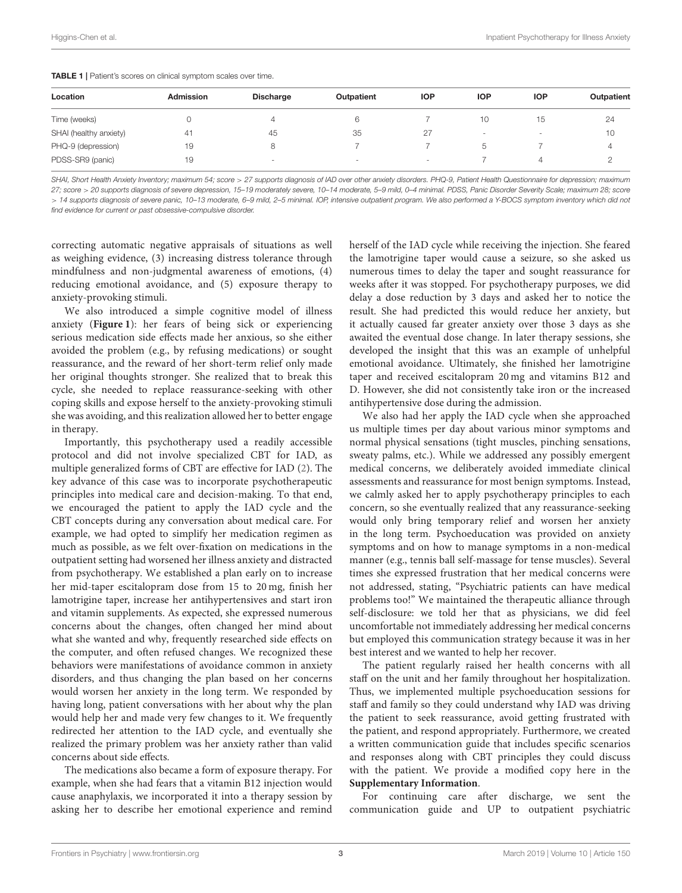**TABLE 1 |** Patient's scores on clinical symptom scales over time.

| Location | Admission | Discharge | Outpatient | IOP | IOP | IOP | Outpatient |
|---|---|---|---|---|---|---|---|
| Time (weeks) | 0 | 4 | 6 | 7 | 10 | 15 | 24 |
| SHAI (healthy anxiety) | 41 | 45 | 35 | 27 | - | - | 10 |
| PHQ-9 (depression) | 19 | 8 | 7 | 7 | 5 | 7 | 4 |
| PDSS-SR9 (panic) | 19 | - | - | - | 7 | 4 | 2 |

*SHAI, Short Health Anxiety Inventory; maximum 54; score > 27 supports diagnosis of IAD over other anxiety disorders. PHQ-9, Patient Health Questionnaire for depression; maximum 27; score > 20 supports diagnosis of severe depression, 15–19 moderately severe, 10–14 moderate, 5–9 mild, 0–4 minimal. PDSS, Panic Disorder Severity Scale; maximum 28; score > 14 supports diagnosis of severe panic, 10–13 moderate, 6–9 mild, 2–5 minimal. IOP, intensive outpatient program. We also performed a Y-BOCS symptom inventory which did not find evidence for current or past obsessive-compulsive disorder.*

correcting automatic negative appraisals of situations as well as weighing evidence, (3) increasing distress tolerance through mindfulness and non-judgmental awareness of emotions, (4) reducing emotional avoidance, and (5) exposure therapy to anxiety-provoking stimuli.

We also introduced a simple cognitive model of illness anxiety (**Figure 1**): her fears of being sick or experiencing serious medication side effects made her anxious, so she either avoided the problem (e.g., by refusing medications) or sought reassurance, and the reward of her short-term relief only made her original thoughts stronger. She realized that to break this cycle, she needed to replace reassurance-seeking with other coping skills and expose herself to the anxiety-provoking stimuli she was avoiding, and this realization allowed her to better engage in therapy.

Importantly, this psychotherapy used a readily accessible protocol and did not involve specialized CBT for IAD, as multiple generalized forms of CBT are effective for IAD (2). The key advance of this case was to incorporate psychotherapeutic principles into medical care and decision-making. To that end, we encouraged the patient to apply the IAD cycle and the CBT concepts during any conversation about medical care. For example, we had opted to simplify her medication regimen as much as possible, as we felt over-fixation on medications in the outpatient setting had worsened her illness anxiety and distracted from psychotherapy. We established a plan early on to increase her mid-taper escitalopram dose from 15 to 20 mg, finish her lamotrigine taper, increase her antihypertensives and start iron and vitamin supplements. As expected, she expressed numerous concerns about the changes, often changed her mind about what she wanted and why, frequently researched side effects on the computer, and often refused changes. We recognized these behaviors were manifestations of avoidance common in anxiety disorders, and thus changing the plan based on her concerns would worsen her anxiety in the long term. We responded by having long, patient conversations with her about why the plan would help her and made very few changes to it. We frequently redirected her attention to the IAD cycle, and eventually she realized the primary problem was her anxiety rather than valid concerns about side effects.

The medications also became a form of exposure therapy. For example, when she had fears that a vitamin B12 injection would cause anaphylaxis, we incorporated it into a therapy session by asking her to describe her emotional experience and remind herself of the IAD cycle while receiving the injection. She feared the lamotrigine taper would cause a seizure, so she asked us numerous times to delay the taper and sought reassurance for weeks after it was stopped. For psychotherapy purposes, we did delay a dose reduction by 3 days and asked her to notice the result. She had predicted this would reduce her anxiety, but it actually caused far greater anxiety over those 3 days as she awaited the eventual dose change. In later therapy sessions, she developed the insight that this was an example of unhelpful emotional avoidance. Ultimately, she finished her lamotrigine taper and received escitalopram 20 mg and vitamins B12 and D. However, she did not consistently take iron or the increased antihypertensive dose during the admission.

We also had her apply the IAD cycle when she approached us multiple times per day about various minor symptoms and normal physical sensations (tight muscles, pinching sensations, sweaty palms, etc.). While we addressed any possibly emergent medical concerns, we deliberately avoided immediate clinical assessments and reassurance for most benign symptoms. Instead, we calmly asked her to apply psychotherapy principles to each concern, so she eventually realized that any reassurance-seeking would only bring temporary relief and worsen her anxiety in the long term. Psychoeducation was provided on anxiety symptoms and on how to manage symptoms in a non-medical manner (e.g., tennis ball self-massage for tense muscles). Several times she expressed frustration that her medical concerns were not addressed, stating, "Psychiatric patients can have medical problems too!" We maintained the therapeutic alliance through self-disclosure: we told her that as physicians, we did feel uncomfortable not immediately addressing her medical concerns but employed this communication strategy because it was in her best interest and we wanted to help her recover.

The patient regularly raised her health concerns with all staff on the unit and her family throughout her hospitalization. Thus, we implemented multiple psychoeducation sessions for staff and family so they could understand why IAD was driving the patient to seek reassurance, avoid getting frustrated with the patient, and respond appropriately. Furthermore, we created a written communication guide that includes specific scenarios and responses along with CBT principles they could discuss with the patient. We provide a modified copy here in the **Supplementary Information**.

For continuing care after discharge, we sent the communication guide and UP to outpatient psychiatric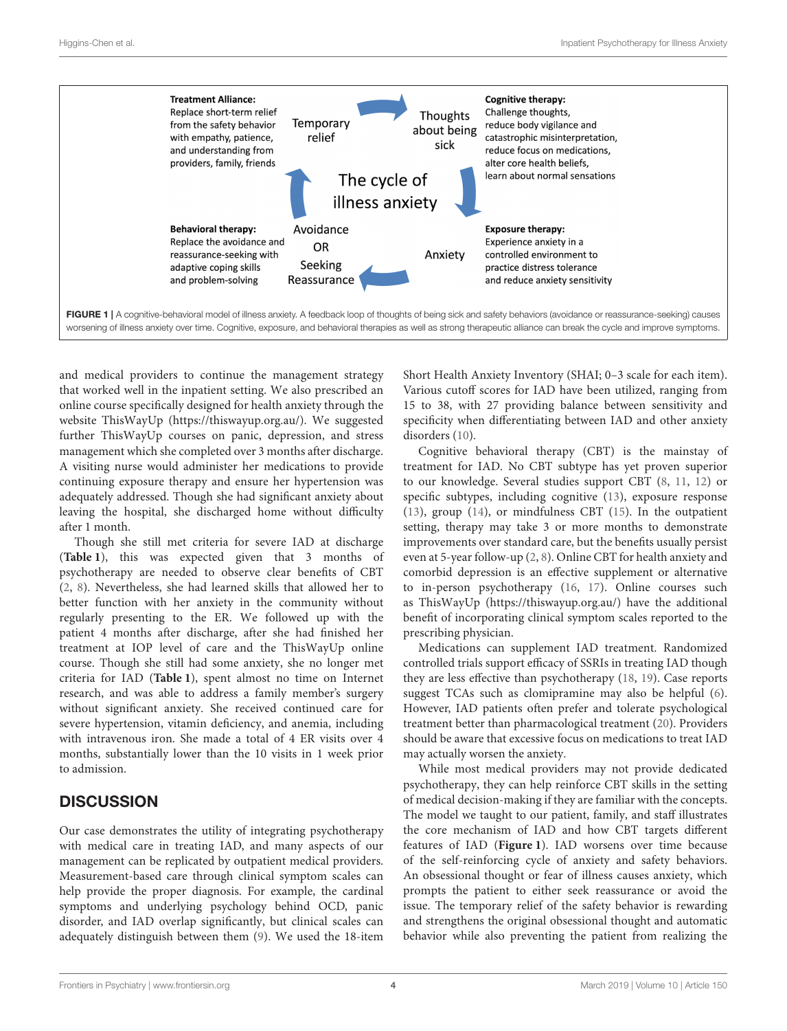**Treatment Alliance:** Replace short-term relief from the safety behavior with empathy, patience, and understanding from providers, family, friends

**Cognitive therapy:** Challenge thoughts, reduce body vigilance and catastrophic misinterpretation, reduce focus on medications, alter core health beliefs, learn about normal sensations

**Behavioral therapy:** Replace the avoidance and reassurance-seeking with adaptive coping skills and problem-solving

**Exposure therapy:** Experience anxiety in a controlled environment to practice distress tolerance and reduce anxiety sensitivity

The cycle of illness anxiety: Thoughts about being sick → Anxiety → Avoidance OR Seeking Reassurance → Temporary relief → Thoughts about being sick

**FIGURE 1** | A cognitive-behavioral model of illness anxiety. A feedback loop of thoughts of being sick and safety behaviors (avoidance or reassurance-seeking) causes worsening of illness anxiety over time. Cognitive, exposure, and behavioral therapies as well as strong therapeutic alliance can break the cycle and improve symptoms.

and medical providers to continue the management strategy that worked well in the inpatient setting. We also prescribed an online course specifically designed for health anxiety through the website ThisWayUp (https://thiswayup.org.au/). We suggested further ThisWayUp courses on panic, depression, and stress management which she completed over 3 months after discharge. A visiting nurse would administer her medications to provide continuing exposure therapy and ensure her hypertension was adequately addressed. Though she had significant anxiety about leaving the hospital, she discharged home without difficulty after 1 month.

Though she still met criteria for severe IAD at discharge (**Table 1**), this was expected given that 3 months of psychotherapy are needed to observe clear benefits of CBT (2, 8). Nevertheless, she had learned skills that allowed her to better function with her anxiety in the community without regularly presenting to the ER. We followed up with the patient 4 months after discharge, after she had finished her treatment at IOP level of care and the ThisWayUp online course. Though she still had some anxiety, she no longer met criteria for IAD (**Table 1**), spent almost no time on Internet research, and was able to address a family member's surgery without significant anxiety. She received continued care for severe hypertension, vitamin deficiency, and anemia, including with intravenous iron. She made a total of 4 ER visits over 4 months, substantially lower than the 10 visits in 1 week prior to admission.

## DISCUSSION

Our case demonstrates the utility of integrating psychotherapy with medical care in treating IAD, and many aspects of our management can be replicated by outpatient medical providers. Measurement-based care through clinical symptom scales can help provide the proper diagnosis. For example, the cardinal symptoms and underlying psychology behind OCD, panic disorder, and IAD overlap significantly, but clinical scales can adequately distinguish between them (9). We used the 18-item Short Health Anxiety Inventory (SHAI; 0–3 scale for each item). Various cutoff scores for IAD have been utilized, ranging from 15 to 38, with 27 providing balance between sensitivity and specificity when differentiating between IAD and other anxiety disorders (10).

Cognitive behavioral therapy (CBT) is the mainstay of treatment for IAD. No CBT subtype has yet proven superior to our knowledge. Several studies support CBT (8, 11, 12) or specific subtypes, including cognitive (13), exposure response (13), group (14), or mindfulness CBT (15). In the outpatient setting, therapy may take 3 or more months to demonstrate improvements over standard care, but the benefits usually persist even at 5-year follow-up (2, 8). Online CBT for health anxiety and comorbid depression is an effective supplement or alternative to in-person psychotherapy (16, 17). Online courses such as ThisWayUp (https://thiswayup.org.au/) have the additional benefit of incorporating clinical symptom scales reported to the prescribing physician.

Medications can supplement IAD treatment. Randomized controlled trials support efficacy of SSRIs in treating IAD though they are less effective than psychotherapy (18, 19). Case reports suggest TCAs such as clomipramine may also be helpful (6). However, IAD patients often prefer and tolerate psychological treatment better than pharmacological treatment (20). Providers should be aware that excessive focus on medications to treat IAD may actually worsen the anxiety.

While most medical providers may not provide dedicated psychotherapy, they can help reinforce CBT skills in the setting of medical decision-making if they are familiar with the concepts. The model we taught to our patient, family, and staff illustrates the core mechanism of IAD and how CBT targets different features of IAD (**Figure 1**). IAD worsens over time because of the self-reinforcing cycle of anxiety and safety behaviors. An obsessional thought or fear of illness causes anxiety, which prompts the patient to either seek reassurance or avoid the issue. The temporary relief of the safety behavior is rewarding and strengthens the original obsessional thought and automatic behavior while also preventing the patient from realizing the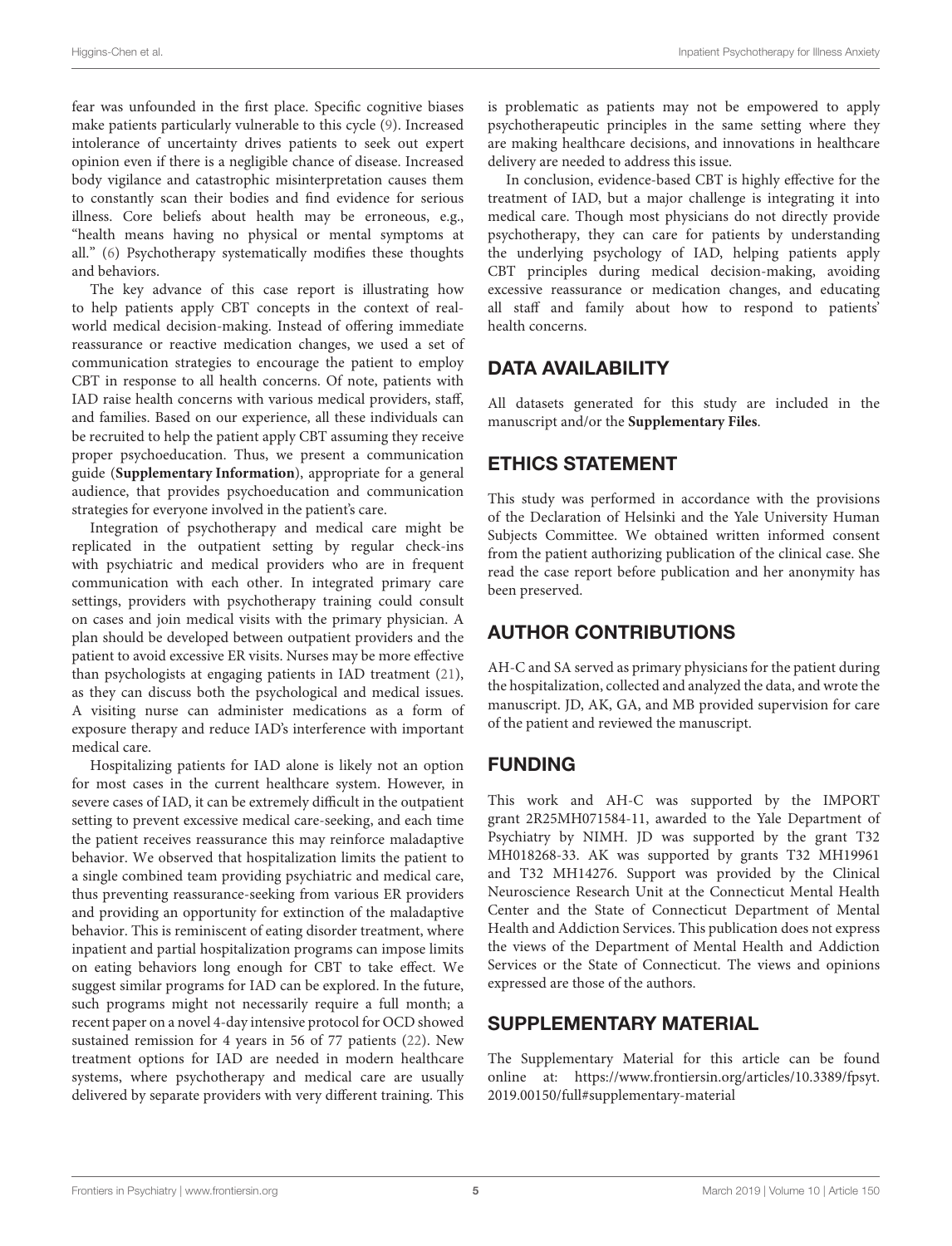fear was unfounded in the first place. Specific cognitive biases make patients particularly vulnerable to this cycle (9). Increased intolerance of uncertainty drives patients to seek out expert opinion even if there is a negligible chance of disease. Increased body vigilance and catastrophic misinterpretation causes them to constantly scan their bodies and find evidence for serious illness. Core beliefs about health may be erroneous, e.g., "health means having no physical or mental symptoms at all." (6) Psychotherapy systematically modifies these thoughts and behaviors.

The key advance of this case report is illustrating how to help patients apply CBT concepts in the context of real-world medical decision-making. Instead of offering immediate reassurance or reactive medication changes, we used a set of communication strategies to encourage the patient to employ CBT in response to all health concerns. Of note, patients with IAD raise health concerns with various medical providers, staff, and families. Based on our experience, all these individuals can be recruited to help the patient apply CBT assuming they receive proper psychoeducation. Thus, we present a communication guide (**Supplementary Information**), appropriate for a general audience, that provides psychoeducation and communication strategies for everyone involved in the patient's care.

Integration of psychotherapy and medical care might be replicated in the outpatient setting by regular check-ins with psychiatric and medical providers who are in frequent communication with each other. In integrated primary care settings, providers with psychotherapy training could consult on cases and join medical visits with the primary physician. A plan should be developed between outpatient providers and the patient to avoid excessive ER visits. Nurses may be more effective than psychologists at engaging patients in IAD treatment (21), as they can discuss both the psychological and medical issues. A visiting nurse can administer medications as a form of exposure therapy and reduce IAD's interference with important medical care.

Hospitalizing patients for IAD alone is likely not an option for most cases in the current healthcare system. However, in severe cases of IAD, it can be extremely difficult in the outpatient setting to prevent excessive medical care-seeking, and each time the patient receives reassurance this may reinforce maladaptive behavior. We observed that hospitalization limits the patient to a single combined team providing psychiatric and medical care, thus preventing reassurance-seeking from various ER providers and providing an opportunity for extinction of the maladaptive behavior. This is reminiscent of eating disorder treatment, where inpatient and partial hospitalization programs can impose limits on eating behaviors long enough for CBT to take effect. We suggest similar programs for IAD can be explored. In the future, such programs might not necessarily require a full month; a recent paper on a novel 4-day intensive protocol for OCD showed sustained remission for 4 years in 56 of 77 patients (22). New treatment options for IAD are needed in modern healthcare systems, where psychotherapy and medical care are usually delivered by separate providers with very different training. This is problematic as patients may not be empowered to apply psychotherapeutic principles in the same setting where they are making healthcare decisions, and innovations in healthcare delivery are needed to address this issue.

In conclusion, evidence-based CBT is highly effective for the treatment of IAD, but a major challenge is integrating it into medical care. Though most physicians do not directly provide psychotherapy, they can care for patients by understanding the underlying psychology of IAD, helping patients apply CBT principles during medical decision-making, avoiding excessive reassurance or medication changes, and educating all staff and family about how to respond to patients' health concerns.

## DATA AVAILABILITY

All datasets generated for this study are included in the manuscript and/or the **Supplementary Files**.

## ETHICS STATEMENT

This study was performed in accordance with the provisions of the Declaration of Helsinki and the Yale University Human Subjects Committee. We obtained written informed consent from the patient authorizing publication of the clinical case. She read the case report before publication and her anonymity has been preserved.

## AUTHOR CONTRIBUTIONS

AH-C and SA served as primary physicians for the patient during the hospitalization, collected and analyzed the data, and wrote the manuscript. JD, AK, GA, and MB provided supervision for care of the patient and reviewed the manuscript.

## FUNDING

This work and AH-C was supported by the IMPORT grant 2R25MH071584-11, awarded to the Yale Department of Psychiatry by NIMH. JD was supported by the grant T32 MH018268-33. AK was supported by grants T32 MH19961 and T32 MH14276. Support was provided by the Clinical Neuroscience Research Unit at the Connecticut Mental Health Center and the State of Connecticut Department of Mental Health and Addiction Services. This publication does not express the views of the Department of Mental Health and Addiction Services or the State of Connecticut. The views and opinions expressed are those of the authors.

## SUPPLEMENTARY MATERIAL

The Supplementary Material for this article can be found online at: https://www.frontiersin.org/articles/10.3389/fpsyt.2019.00150/full#supplementary-material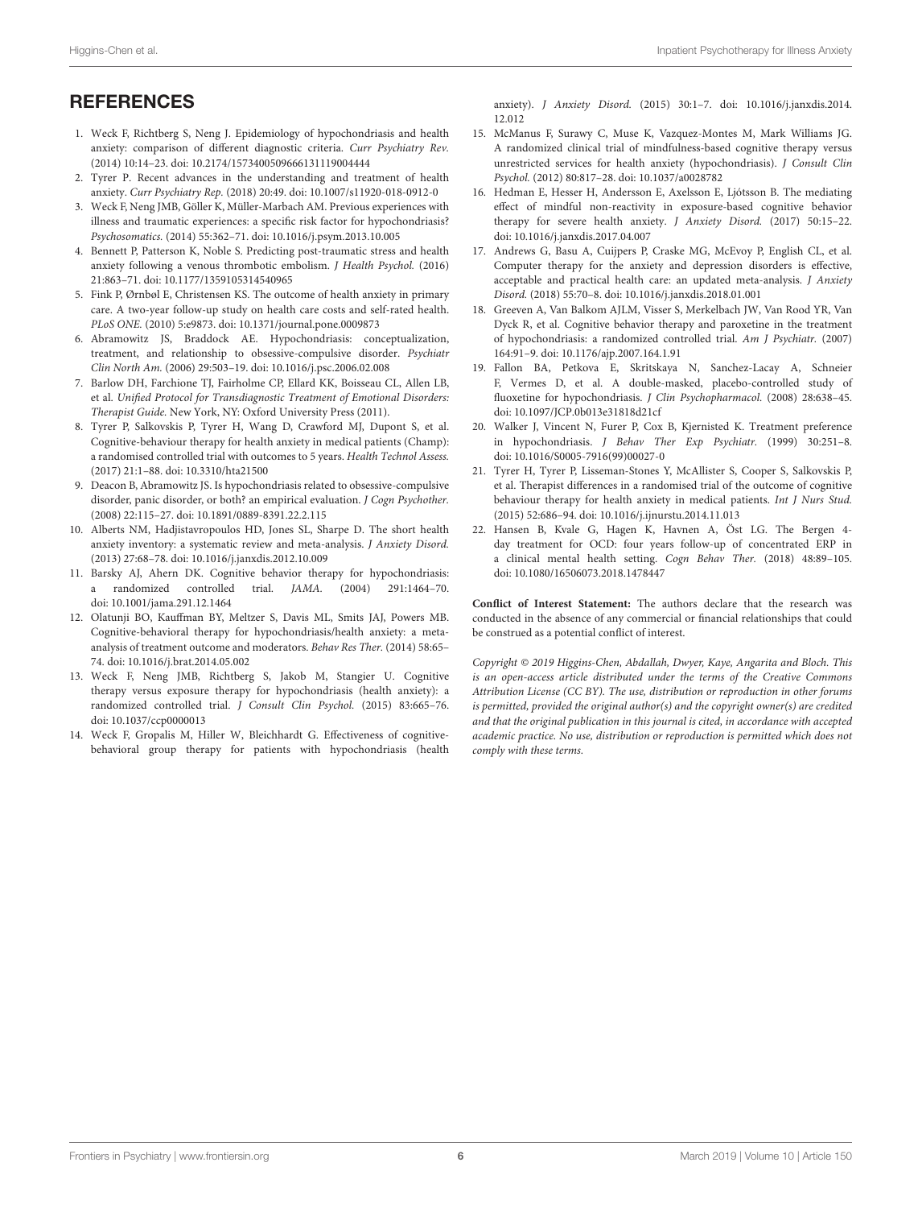## REFERENCES

1. Weck F, Richtberg S, Neng J. Epidemiology of hypochondriasis and health anxiety: comparison of different diagnostic criteria. *Curr Psychiatry Rev.* (2014) 10:14–23. doi: 10.2174/1573400509666131119004444
2. Tyrer P. Recent advances in the understanding and treatment of health anxiety. *Curr Psychiatry Rep.* (2018) 20:49. doi: 10.1007/s11920-018-0912-0
3. Weck F, Neng JMB, Göller K, Müller-Marbach AM. Previous experiences with illness and traumatic experiences: a specific risk factor for hypochondriasis? *Psychosomatics.* (2014) 55:362–71. doi: 10.1016/j.psym.2013.10.005
4. Bennett P, Patterson K, Noble S. Predicting post-traumatic stress and health anxiety following a venous thrombotic embolism. *J Health Psychol.* (2016) 21:863–71. doi: 10.1177/1359105314540965
5. Fink P, Ørnbøl E, Christensen KS. The outcome of health anxiety in primary care. A two-year follow-up study on health care costs and self-rated health. *PLoS ONE.* (2010) 5:e9873. doi: 10.1371/journal.pone.0009873
6. Abramowitz JS, Braddock AE. Hypochondriasis: conceptualization, treatment, and relationship to obsessive-compulsive disorder. *Psychiatr Clin North Am.* (2006) 29:503–19. doi: 10.1016/j.psc.2006.02.008
7. Barlow DH, Farchione TJ, Fairholme CP, Ellard KK, Boisseau CL, Allen LB, et al. *Unified Protocol for Transdiagnostic Treatment of Emotional Disorders: Therapist Guide.* New York, NY: Oxford University Press (2011).
8. Tyrer P, Salkovskis P, Tyrer H, Wang D, Crawford MJ, Dupont S, et al. Cognitive-behaviour therapy for health anxiety in medical patients (Champ): a randomised controlled trial with outcomes to 5 years. *Health Technol Assess.* (2017) 21:1–88. doi: 10.3310/hta21500
9. Deacon B, Abramowitz JS. Is hypochondriasis related to obsessive-compulsive disorder, panic disorder, or both? an empirical evaluation. *J Cogn Psychother.* (2008) 22:115–27. doi: 10.1891/0889-8391.22.2.115
10. Alberts NM, Hadjistavropoulos HD, Jones SL, Sharpe D. The short health anxiety inventory: a systematic review and meta-analysis. *J Anxiety Disord.* (2013) 27:68–78. doi: 10.1016/j.janxdis.2012.10.009
11. Barsky AJ, Ahern DK. Cognitive behavior therapy for hypochondriasis: a randomized controlled trial. *JAMA.* (2004) 291:1464–70. doi: 10.1001/jama.291.12.1464
12. Olatunji BO, Kauffman BY, Meltzer S, Davis ML, Smits JAJ, Powers MB. Cognitive-behavioral therapy for hypochondriasis/health anxiety: a meta-analysis of treatment outcome and moderators. *Behav Res Ther.* (2014) 58:65–74. doi: 10.1016/j.brat.2014.05.002
13. Weck F, Neng JMB, Richtberg S, Jakob M, Stangier U. Cognitive therapy versus exposure therapy for hypochondriasis (health anxiety): a randomized controlled trial. *J Consult Clin Psychol.* (2015) 83:665–76. doi: 10.1037/ccp0000013
14. Weck F, Gropalis M, Hiller W, Bleichhardt G. Effectiveness of cognitive-behavioral group therapy for patients with hypochondriasis (health anxiety). *J Anxiety Disord.* (2015) 30:1–7. doi: 10.1016/j.janxdis.2014.12.012
15. McManus F, Surawy C, Muse K, Vazquez-Montes M, Mark Williams JG. A randomized clinical trial of mindfulness-based cognitive therapy versus unrestricted services for health anxiety (hypochondriasis). *J Consult Clin Psychol.* (2012) 80:817–28. doi: 10.1037/a0028782
16. Hedman E, Hesser H, Andersson E, Axelsson E, Ljótsson B. The mediating effect of mindful non-reactivity in exposure-based cognitive behavior therapy for severe health anxiety. *J Anxiety Disord.* (2017) 50:15–22. doi: 10.1016/j.janxdis.2017.04.007
17. Andrews G, Basu A, Cuijpers P, Craske MG, McEvoy P, English CL, et al. Computer therapy for the anxiety and depression disorders is effective, acceptable and practical health care: an updated meta-analysis. *J Anxiety Disord.* (2018) 55:70–8. doi: 10.1016/j.janxdis.2018.01.001
18. Greeven A, Van Balkom AJLM, Visser S, Merkelbach JW, Van Rood YR, Van Dyck R, et al. Cognitive behavior therapy and paroxetine in the treatment of hypochondriasis: a randomized controlled trial. *Am J Psychiatr.* (2007) 164:91–9. doi: 10.1176/ajp.2007.164.1.91
19. Fallon BA, Petkova E, Skritskaya N, Sanchez-Lacay A, Schneier F, Vermes D, et al. A double-masked, placebo-controlled study of fluoxetine for hypochondriasis. *J Clin Psychopharmacol.* (2008) 28:638–45. doi: 10.1097/JCP.0b013e31818d21cf
20. Walker J, Vincent N, Furer P, Cox B, Kjernisted K. Treatment preference in hypochondriasis. *J Behav Ther Exp Psychiatr.* (1999) 30:251–8. doi: 10.1016/S0005-7916(99)00027-0
21. Tyrer H, Tyrer P, Lisseman-Stones Y, McAllister S, Cooper S, Salkovskis P, et al. Therapist differences in a randomised trial of the outcome of cognitive behaviour therapy for health anxiety in medical patients. *Int J Nurs Stud.* (2015) 52:686–94. doi: 10.1016/j.ijnurstu.2014.11.013
22. Hansen B, Kvale G, Hagen K, Havnen A, Öst LG. The Bergen 4-day treatment for OCD: four years follow-up of concentrated ERP in a clinical mental health setting. *Cogn Behav Ther.* (2018) 48:89–105. doi: 10.1080/16506073.2018.1478447

**Conflict of Interest Statement:** The authors declare that the research was conducted in the absence of any commercial or financial relationships that could be construed as a potential conflict of interest.

*Copyright © 2019 Higgins-Chen, Abdallah, Dwyer, Kaye, Angarita and Bloch. This is an open-access article distributed under the terms of the Creative Commons Attribution License (CC BY). The use, distribution or reproduction in other forums is permitted, provided the original author(s) and the copyright owner(s) are credited and that the original publication in this journal is cited, in accordance with accepted academic practice. No use, distribution or reproduction is permitted which does not comply with these terms.*